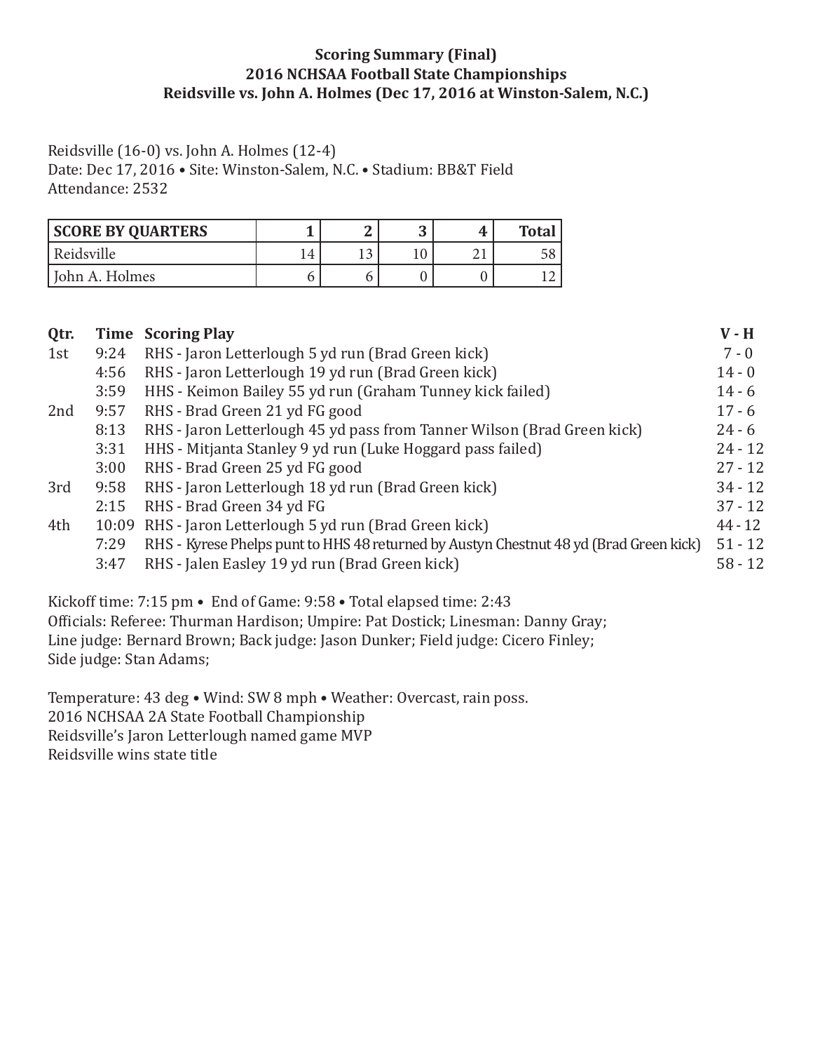**Scoring Summary (Final)**
**2016 NCHSAA Football State Championships**
**Reidsville vs. John A. Holmes (Dec 17, 2016 at Winston-Salem, N.C.)**

Reidsville (16-0) vs. John A. Holmes (12-4)
Date: Dec 17, 2016 • Site: Winston-Salem, N.C. • Stadium: BB&T Field
Attendance: 2532

| SCORE BY QUARTERS | 1 | 2 | 3 | 4 | Total |
|---|---|---|---|---|---|
| Reidsville | 14 | 13 | 10 | 21 | 58 |
| John A. Holmes | 6 | 6 | 0 | 0 | 12 |

| Qtr. | Time | Scoring Play | V - H |
|---|---|---|---|
| 1st | 9:24 | RHS - Jaron Letterlough 5 yd run (Brad Green kick) | 7 - 0 |
| | 4:56 | RHS - Jaron Letterlough 19 yd run (Brad Green kick) | 14 - 0 |
| | 3:59 | HHS - Keimon Bailey 55 yd run (Graham Tunney kick failed) | 14 - 6 |
| 2nd | 9:57 | RHS - Brad Green 21 yd FG good | 17 - 6 |
| | 8:13 | RHS - Jaron Letterlough 45 yd pass from Tanner Wilson (Brad Green kick) | 24 - 6 |
| | 3:31 | HHS - Mitjanta Stanley 9 yd run (Luke Hoggard pass failed) | 24 - 12 |
| | 3:00 | RHS - Brad Green 25 yd FG good | 27 - 12 |
| 3rd | 9:58 | RHS - Jaron Letterlough 18 yd run (Brad Green kick) | 34 - 12 |
| | 2:15 | RHS - Brad Green 34 yd FG | 37 - 12 |
| 4th | 10:09 | RHS - Jaron Letterlough 5 yd run (Brad Green kick) | 44 - 12 |
| | 7:29 | RHS - Kyrese Phelps punt to HHS 48 returned by Austyn Chestnut 48 yd (Brad Green kick) | 51 - 12 |
| | 3:47 | RHS - Jalen Easley 19 yd run (Brad Green kick) | 58 - 12 |

Kickoff time: 7:15 pm • End of Game: 9:58 • Total elapsed time: 2:43
Officials: Referee: Thurman Hardison; Umpire: Pat Dostick; Linesman: Danny Gray;
Line judge: Bernard Brown; Back judge: Jason Dunker; Field judge: Cicero Finley;
Side judge: Stan Adams;

Temperature: 43 deg • Wind: SW 8 mph • Weather: Overcast, rain poss.
2016 NCHSAA 2A State Football Championship
Reidsville's Jaron Letterlough named game MVP
Reidsville wins state title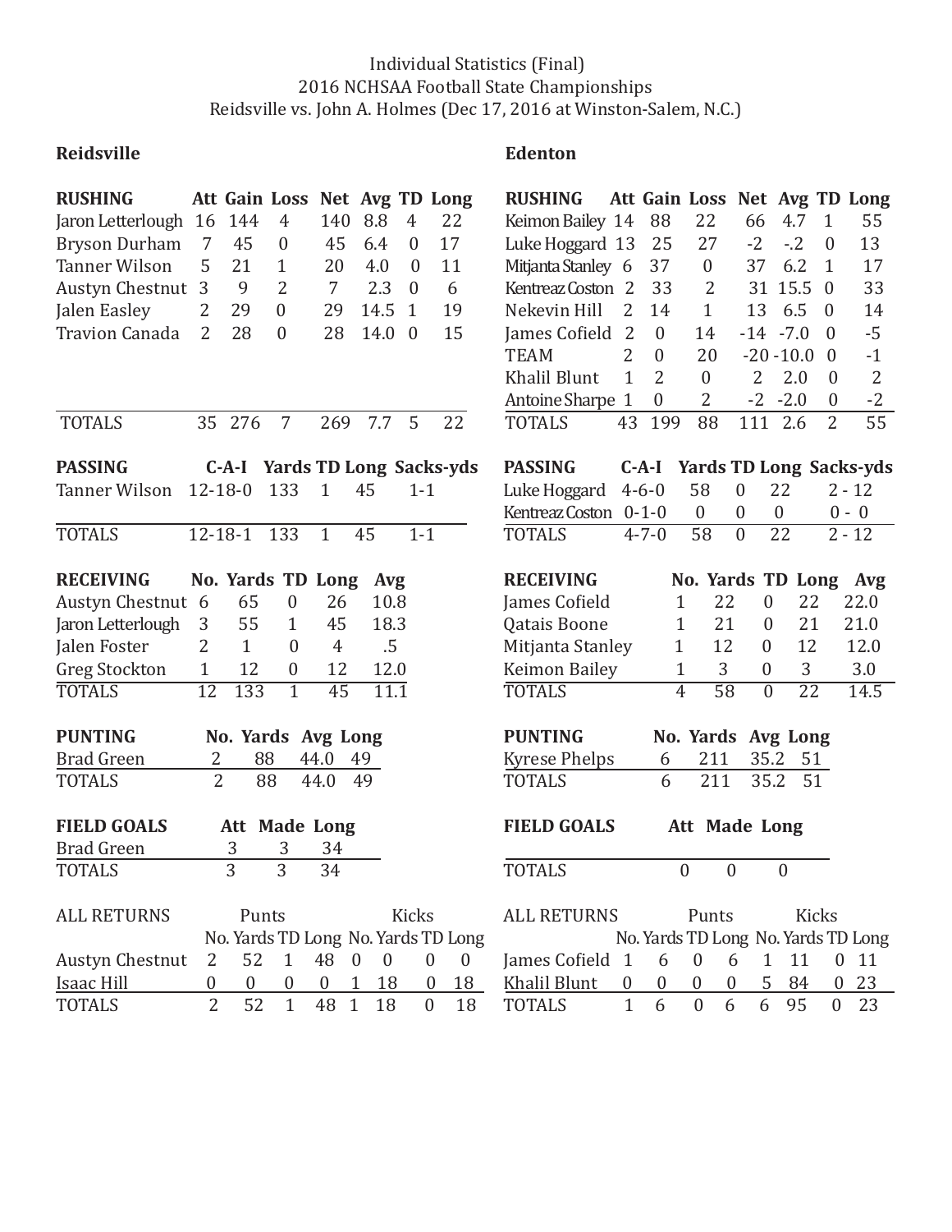Individual Statistics (Final)
2016 NCHSAA Football State Championships
Reidsville vs. John A. Holmes (Dec 17, 2016 at Winston-Salem, N.C.)

## Reidsville

| RUSHING | Att | Gain | Loss | Net | Avg | TD | Long |
|---|---|---|---|---|---|---|---|
| Jaron Letterlough | 16 | 144 | 4 | 140 | 8.8 | 4 | 22 |
| Bryson Durham | 7 | 45 | 0 | 45 | 6.4 | 0 | 17 |
| Tanner Wilson | 5 | 21 | 1 | 20 | 4.0 | 0 | 11 |
| Austyn Chestnut | 3 | 9 | 2 | 7 | 2.3 | 0 | 6 |
| Jalen Easley | 2 | 29 | 0 | 29 | 14.5 | 1 | 19 |
| Travion Canada | 2 | 28 | 0 | 28 | 14.0 | 0 | 15 |
| TOTALS | 35 | 276 | 7 | 269 | 7.7 | 5 | 22 |

| PASSING | C-A-I | Yards | TD | Long | Sacks-yds |
|---|---|---|---|---|---|
| Tanner Wilson | 12-18-0 | 133 | 1 | 45 | 1-1 |
| TOTALS | 12-18-1 | 133 | 1 | 45 | 1-1 |

| RECEIVING | No. | Yards | TD | Long | Avg |
|---|---|---|---|---|---|
| Austyn Chestnut | 6 | 65 | 0 | 26 | 10.8 |
| Jaron Letterlough | 3 | 55 | 1 | 45 | 18.3 |
| Jalen Foster | 2 | 1 | 0 | 4 | .5 |
| Greg Stockton | 1 | 12 | 0 | 12 | 12.0 |
| TOTALS | 12 | 133 | 1 | 45 | 11.1 |

| PUNTING | No. | Yards | Avg | Long |
|---|---|---|---|---|
| Brad Green | 2 | 88 | 44.0 | 49 |
| TOTALS | 2 | 88 | 44.0 | 49 |

| FIELD GOALS | Att | Made | Long |
|---|---|---|---|
| Brad Green | 3 | 3 | 34 |
| TOTALS | 3 | 3 | 34 |

| ALL RETURNS | Punts | | | | Kicks | | | |
|---|---|---|---|---|---|---|---|---|
| | No. | Yards | TD | Long | No. | Yards | TD | Long |
| Austyn Chestnut | 2 | 52 | 1 | 48 | 0 | 0 | 0 | 0 |
| Isaac Hill | 0 | 0 | 0 | 0 | 1 | 18 | 0 | 18 |
| TOTALS | 2 | 52 | 1 | 48 | 1 | 18 | 0 | 18 |

## Edenton

| RUSHING | Att | Gain | Loss | Net | Avg | TD | Long |
|---|---|---|---|---|---|---|---|
| Keimon Bailey | 14 | 88 | 22 | 66 | 4.7 | 1 | 55 |
| Luke Hoggard | 13 | 25 | 27 | -2 | -.2 | 0 | 13 |
| Mitjanta Stanley | 6 | 37 | 0 | 37 | 6.2 | 1 | 17 |
| Kentreaz Coston | 2 | 33 | 2 | 31 | 15.5 | 0 | 33 |
| Nekevin Hill | 2 | 14 | 1 | 13 | 6.5 | 0 | 14 |
| James Cofield | 2 | 0 | 14 | -14 | -7.0 | 0 | -5 |
| TEAM | 2 | 0 | 20 | -20 | -10.0 | 0 | -1 |
| Khalil Blunt | 1 | 2 | 0 | 2 | 2.0 | 0 | 2 |
| Antoine Sharpe | 1 | 0 | 2 | -2 | -2.0 | 0 | -2 |
| TOTALS | 43 | 199 | 88 | 111 | 2.6 | 2 | 55 |

| PASSING | C-A-I | Yards | TD | Long | Sacks-yds |
|---|---|---|---|---|---|
| Luke Hoggard | 4-6-0 | 58 | 0 | 22 | 2 - 12 |
| Kentreaz Coston | 0-1-0 | 0 | 0 | 0 | 0 - 0 |
| TOTALS | 4-7-0 | 58 | 0 | 22 | 2 - 12 |

| RECEIVING | No. | Yards | TD | Long | Avg |
|---|---|---|---|---|---|
| James Cofield | 1 | 22 | 0 | 22 | 22.0 |
| Qatais Boone | 1 | 21 | 0 | 21 | 21.0 |
| Mitjanta Stanley | 1 | 12 | 0 | 12 | 12.0 |
| Keimon Bailey | 1 | 3 | 0 | 3 | 3.0 |
| TOTALS | 4 | 58 | 0 | 22 | 14.5 |

| PUNTING | No. | Yards | Avg | Long |
|---|---|---|---|---|
| Kyrese Phelps | 6 | 211 | 35.2 | 51 |
| TOTALS | 6 | 211 | 35.2 | 51 |

| FIELD GOALS | Att | Made | Long |
|---|---|---|---|
| TOTALS | 0 | 0 | 0 |

| ALL RETURNS | Punts | | | | Kicks | | | |
|---|---|---|---|---|---|---|---|---|
| | No. | Yards | TD | Long | No. | Yards | TD | Long |
| James Cofield | 1 | 6 | 0 | 6 | 1 | 11 | 0 | 11 |
| Khalil Blunt | 0 | 0 | 0 | 0 | 5 | 84 | 0 | 23 |
| TOTALS | 1 | 6 | 0 | 6 | 6 | 95 | 0 | 23 |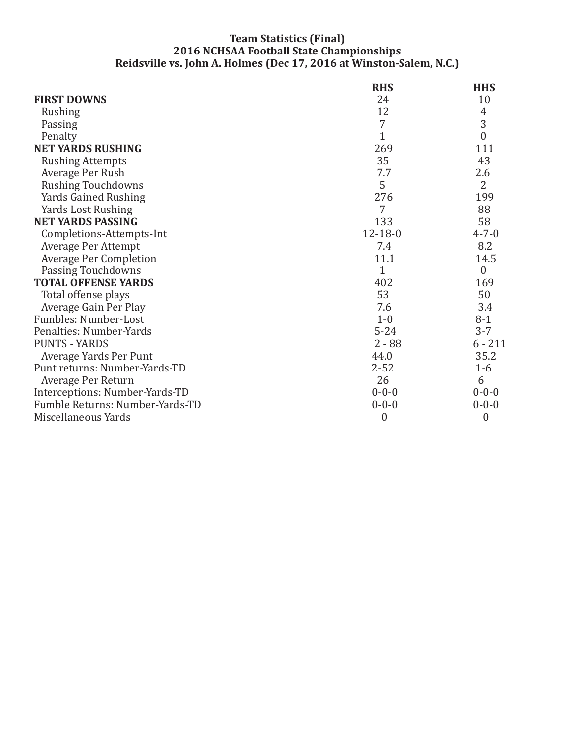**Team Statistics (Final)**
**2016 NCHSAA Football State Championships**
**Reidsville vs. John A. Holmes (Dec 17, 2016 at Winston-Salem, N.C.)**

| | RHS | HHS |
|---|---|---|
| **FIRST DOWNS** | 24 | 10 |
| Rushing | 12 | 4 |
| Passing | 7 | 3 |
| Penalty | 1 | 0 |
| **NET YARDS RUSHING** | 269 | 111 |
| Rushing Attempts | 35 | 43 |
| Average Per Rush | 7.7 | 2.6 |
| Rushing Touchdowns | 5 | 2 |
| Yards Gained Rushing | 276 | 199 |
| Yards Lost Rushing | 7 | 88 |
| **NET YARDS PASSING** | 133 | 58 |
| Completions-Attempts-Int | 12-18-0 | 4-7-0 |
| Average Per Attempt | 7.4 | 8.2 |
| Average Per Completion | 11.1 | 14.5 |
| Passing Touchdowns | 1 | 0 |
| **TOTAL OFFENSE YARDS** | 402 | 169 |
| Total offense plays | 53 | 50 |
| Average Gain Per Play | 7.6 | 3.4 |
| Fumbles: Number-Lost | 1-0 | 8-1 |
| Penalties: Number-Yards | 5-24 | 3-7 |
| PUNTS - YARDS | 2 - 88 | 6 - 211 |
| Average Yards Per Punt | 44.0 | 35.2 |
| Punt returns: Number-Yards-TD | 2-52 | 1-6 |
| Average Per Return | 26 | 6 |
| Interceptions: Number-Yards-TD | 0-0-0 | 0-0-0 |
| Fumble Returns: Number-Yards-TD | 0-0-0 | 0-0-0 |
| Miscellaneous Yards | 0 | 0 |